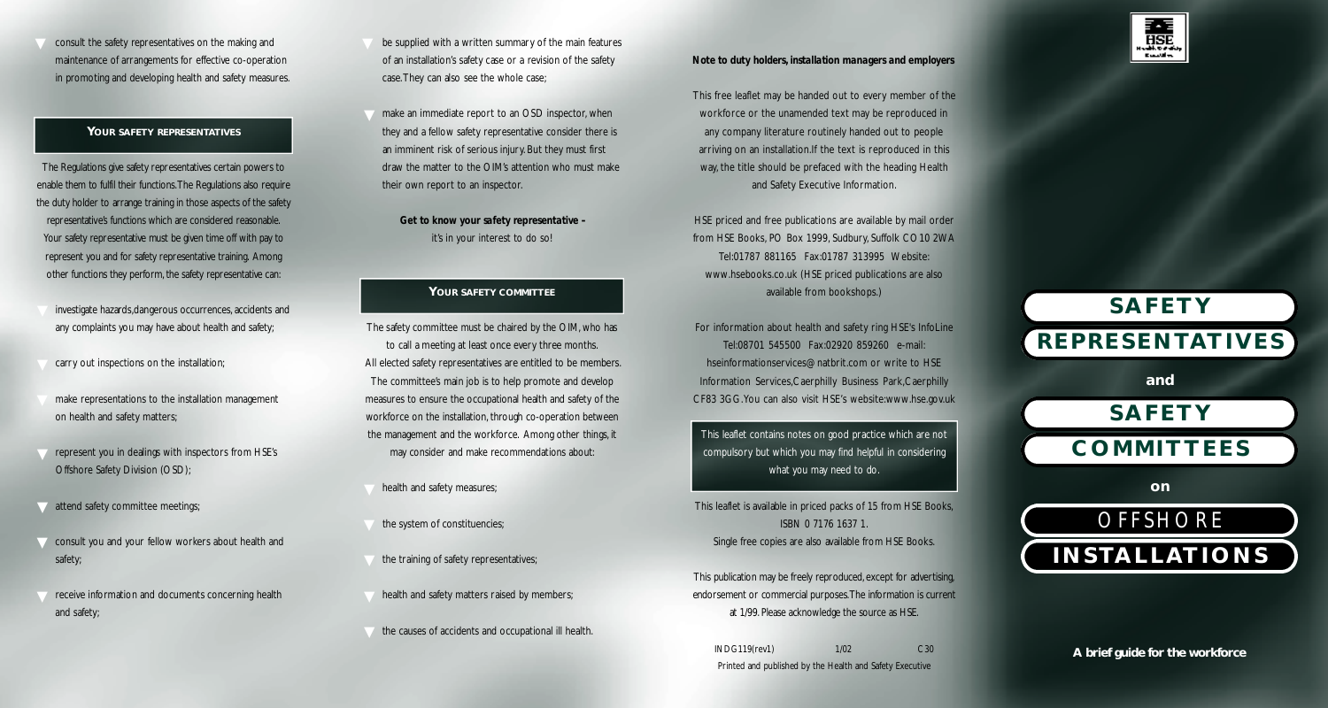- consult the safety representatives on the making and maintenance of arrangements for effective co-operation in promoting and developing health and safety measures.

## YOUR SAFETY REPRESENTATIVES

The Regulations give safety representatives certain powers to enable them to fulfil their functions. The Regulations also require the duty holder to arrange training in those aspects of the safety representative's functions which are considered reasonable. Your safety representative must be given time off with pay to represent you and for safety representative training. Among other functions they perform, the safety representative can:

- investigate hazards, dangerous occurrences, accidents and any complaints you may have about health and safety;
- carry out inspections on the installation;
- make representations to the installation management on health and safety matters;
- represent you in dealings with inspectors from HSE's Offshore Safety Division (OSD);
- attend safety committee meetings;
- consult you and your fellow workers about health and safety;
- receive information and documents concerning health and safety;
- be supplied with a written summary of the main features of an installation's safety case or a revision of the safety case. They can also see the whole case;
- make an immediate report to an OSD inspector, when they and a fellow safety representative consider there is an imminent risk of serious injury. But they must first draw the matter to the OIM's attention who must make their own report to an inspector.

**Get to know your safety representative –**
it's in your interest to do so!

## YOUR SAFETY COMMITTEE

The safety committee must be chaired by the OIM, who has to call a meeting at least once every three months. All elected safety representatives are entitled to be members. The committee's main job is to help promote and develop measures to ensure the occupational health and safety of the workforce on the installation, through co-operation between the management and the workforce. Among other things, it may consider and make recommendations about:

- health and safety measures;
- the system of constituencies;
- the training of safety representatives;
- health and safety matters raised by members;
- the causes of accidents and occupational ill health.

***Note to duty holders, installation managers and employers***

This free leaflet may be handed out to every member of the workforce or the unamended text may be reproduced in any company literature routinely handed out to people arriving on an installation. If the text is reproduced in this way, the title should be prefaced with the heading Health and Safety Executive Information.

HSE priced and free publications are available by mail order from HSE Books, PO Box 1999, Sudbury, Suffolk CO10 2WA Tel:01787 881165 Fax:01787 313995 Website: www.hsebooks.co.uk (HSE priced publications are also available from bookshops.)

For information about health and safety ring HSE's InfoLine Tel:08701 545500 Fax:02920 859260 e-mail: hseinformationservices@natbrit.com or write to HSE Information Services, Caerphilly Business Park, Caerphilly CF83 3GG. You can also visit HSE's website: www.hse.gov.uk

This leaflet contains notes on good practice which are not compulsory but which you may find helpful in considering what you may need to do.

This leaflet is available in priced packs of 15 from HSE Books, ISBN 0 7176 1637 1.
Single free copies are also available from HSE Books.

This publication may be freely reproduced, except for advertising, endorsement or commercial purposes. The information is current at 1/99. Please acknowledge the source as HSE.

INDG119(rev1) 1/02 C30
Printed and published by the Health and Safety Executive

# SAFETY REPRESENTATIVES

and

# SAFETY COMMITTEES

on

# OFFSHORE INSTALLATIONS

**A brief guide for the workforce**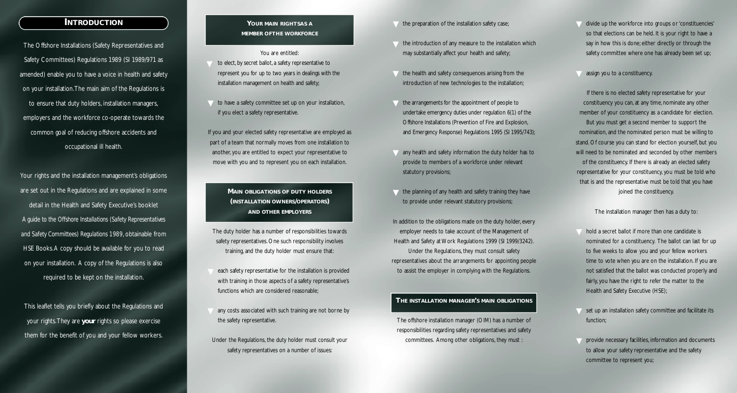## INTRODUCTION

The Offshore Installations (Safety Representatives and Safety Committees) Regulations 1989 (SI 1989/971 as amended) enable you to have a voice in health and safety on your installation. The main aim of the Regulations is to ensure that duty holders, installation managers, employers and the workforce co-operate towards the common goal of reducing offshore accidents and occupational ill health.

Your rights and the installation management's obligations are set out in the Regulations and are explained in some detail in the Health and Safety Executive's booklet *A guide to the Offshore Installations (Safety Representatives and Safety Committees) Regulations 1989*, obtainable from HSE Books. A copy should be available for you to read on your installation. A copy of the Regulations is also required to be kept on the installation.

This leaflet tells you briefly about the Regulations and your rights. They are **your** rights so please exercise them for the benefit of you and your fellow workers.

## YOUR MAIN RIGHTS AS A MEMBER OF THE WORKFORCE

You are entitled:

- to elect, by secret ballot, a safety representative to represent you for up to two years in dealings with the installation management on health and safety;
- to have a safety committee set up on your installation, if you elect a safety representative.

If you and your elected safety representative are employed as part of a team that normally moves from one installation to another, you are entitled to expect your representative to move with you and to represent you on each installation.

## MAIN OBLIGATIONS OF DUTY HOLDERS (INSTALLATION OWNERS/OPERATORS) AND OTHER EMPLOYERS

The duty holder has a number of responsibilities towards safety representatives. One such responsibility involves training, and the duty holder must ensure that:

- each safety representative for the installation is provided with training in those aspects of a safety representative's functions which are considered reasonable;
- any costs associated with such training are not borne by the safety representative.

Under the Regulations, the duty holder must consult your safety representatives on a number of issues:

- the preparation of the installation safety case;
- the introduction of any measure to the installation which may substantially affect your health and safety;
- the health and safety consequences arising from the introduction of new technologies to the installation;
- the arrangements for the appointment of people to undertake emergency duties under regulation 6(1) of the Offshore Installations (Prevention of Fire and Explosion, and Emergency Response) Regulations 1995 (SI 1995/743);
- any health and safety information the duty holder has to provide to members of a workforce under relevant statutory provisions;
- the planning of any health and safety training they have to provide under relevant statutory provisions;

In addition to the obligations made on the duty holder, every employer needs to take account of the Management of Health and Safety at Work Regulations 1999 (SI 1999/3242). Under the Regulations, they must consult safety representatives about the arrangements for appointing people to assist the employer in complying with the Regulations.

## THE INSTALLATION MANAGER'S MAIN OBLIGATIONS

The offshore installation manager (OIM) has a number of responsibilities regarding safety representatives and safety committees. Among other obligations, they must :

- divide up the workforce into groups or 'constituencies' so that elections can be held. It is your right to have a say in how this is done; either directly or through the safety committee where one has already been set up;
- assign you to a constituency.

If there is no elected safety representative for your constituency you can, at any time, nominate any other member of your constituency as a candidate for election. But you must get a second member to support the nomination, and the nominated person must be willing to stand. Of course you can stand for election yourself, but you will need to be nominated and seconded by other members of the constituency. If there is already an elected safety representative for your constituency, you must be told who that is and the representative must be told that you have joined the constituency.

The installation manager then has a duty to:

- hold a secret ballot if more than one candidate is nominated for a constituency. The ballot can last for up to five weeks to allow you and your fellow workers time to vote when you are on the installation. If you are not satisfied that the ballot was conducted properly and fairly, you have the right to refer the matter to the Health and Safety Executive (HSE);
- set up an installation safety committee and facilitate its function;
- provide necessary facilities, information and documents to allow your safety representative and the safety committee to represent you;